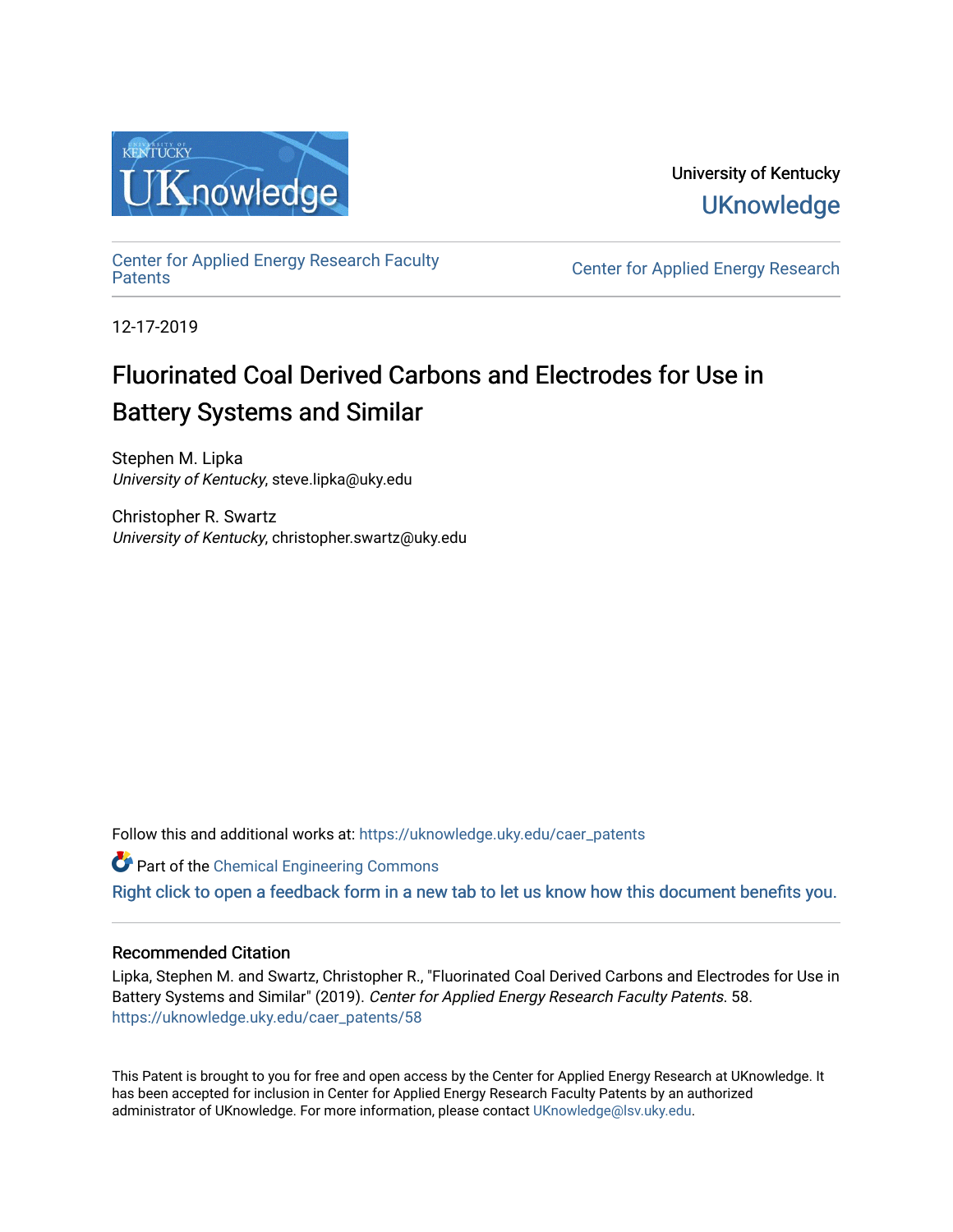University of Kentucky

UKnowledge

Center for Applied Energy Research Faculty Patents

Center for Applied Energy Research

12-17-2019

# Fluorinated Coal Derived Carbons and Electrodes for Use in Battery Systems and Similar

Stephen M. Lipka
*University of Kentucky*, steve.lipka@uky.edu

Christopher R. Swartz
*University of Kentucky*, christopher.swartz@uky.edu

Follow this and additional works at: https://uknowledge.uky.edu/caer_patents

Part of the Chemical Engineering Commons

Right click to open a feedback form in a new tab to let us know how this document benefits you.

## Recommended Citation

Lipka, Stephen M. and Swartz, Christopher R., "Fluorinated Coal Derived Carbons and Electrodes for Use in Battery Systems and Similar" (2019). *Center for Applied Energy Research Faculty Patents*. 58.
https://uknowledge.uky.edu/caer_patents/58

This Patent is brought to you for free and open access by the Center for Applied Energy Research at UKnowledge. It has been accepted for inclusion in Center for Applied Energy Research Faculty Patents by an authorized administrator of UKnowledge. For more information, please contact UKnowledge@lsv.uky.edu.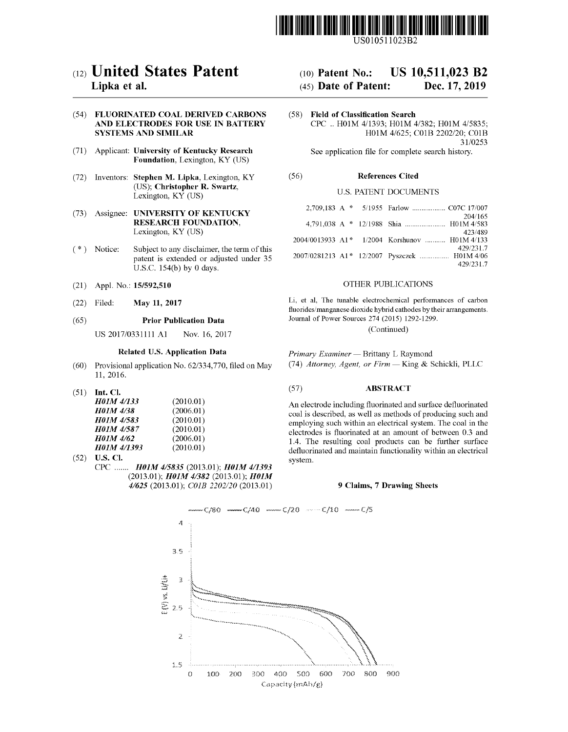# (12) United States Patent
**Lipka et al.**

(10) **Patent No.: US 10,511,023 B2**

(45) **Date of Patent: Dec. 17, 2019**

(54) **FLUORINATED COAL DERIVED CARBONS AND ELECTRODES FOR USE IN BATTERY SYSTEMS AND SIMILAR**

(71) Applicant: **University of Kentucky Research Foundation**, Lexington, KY (US)

(72) Inventors: **Stephen M. Lipka**, Lexington, KY (US); **Christopher R. Swartz**, Lexington, KY (US)

(73) Assignee: **UNIVERSITY OF KENTUCKY RESEARCH FOUNDATION**, Lexington, KY (US)

( * ) Notice: Subject to any disclaimer, the term of this patent is extended or adjusted under 35 U.S.C. 154(b) by 0 days.

(21) Appl. No.: **15/592,510**

(22) Filed: **May 11, 2017**

(65) **Prior Publication Data**

US 2017/0331111 A1 Nov. 16, 2017

**Related U.S. Application Data**

(60) Provisional application No. 62/334,770, filed on May 11, 2016.

(51) **Int. Cl.**

| | |
|---|---|
| ***H01M 4/133*** | (2010.01) |
| ***H01M 4/38*** | (2006.01) |
| ***H01M 4/583*** | (2010.01) |
| ***H01M 4/587*** | (2010.01) |
| ***H01M 4/62*** | (2006.01) |
| ***H01M 4/1393*** | (2010.01) |

(52) **U.S. Cl.**

CPC ....... ***H01M 4/5835*** (2013.01); ***H01M 4/1393*** (2013.01); ***H01M 4/382*** (2013.01); ***H01M 4/625*** (2013.01); ***C01B 2202/20*** (2013.01)

(58) **Field of Classification Search**

CPC .. H01M 4/1393; H01M 4/382; H01M 4/5835; H01M 4/625; C01B 2202/20; C01B 31/0253

See application file for complete search history.

(56) **References Cited**

U.S. PATENT DOCUMENTS

| | | | | |
|---|---|---|---|---|
| 2,709,183 A * | 5/1955 | Farlow | C07C 17/007 | 204/165 |
| 4,791,038 A * | 12/1988 | Shia | H01M 4/583 | 423/489 |
| 2004/0013933 A1 * | 1/2004 | Korshunov | H01M 4/133 | 429/231.7 |
| 2007/0281213 A1 * | 12/2007 | Pyszczek | H01M 4/06 | 429/231.7 |

OTHER PUBLICATIONS

Li, et al, The tunable electrochemical performances of carbon fluorides/manganese dioxide hybrid cathodes by their arrangements. Journal of Power Sources 274 (2015) 1292-1299.

(Continued)

*Primary Examiner* — Brittany L Raymond

(74) *Attorney, Agent, or Firm* — King & Schickli, PLLC

(57) **ABSTRACT**

An electrode including fluorinated and surface defluorinated coal is described, as well as methods of producing such and employing such within an electrical system. The coal in the electrodes is fluorinated at an amount of between 0.3 and 1.4. The resulting coal products can be further surface defluorinated and maintain functionality within an electrical system.

**9 Claims, 7 Drawing Sheets**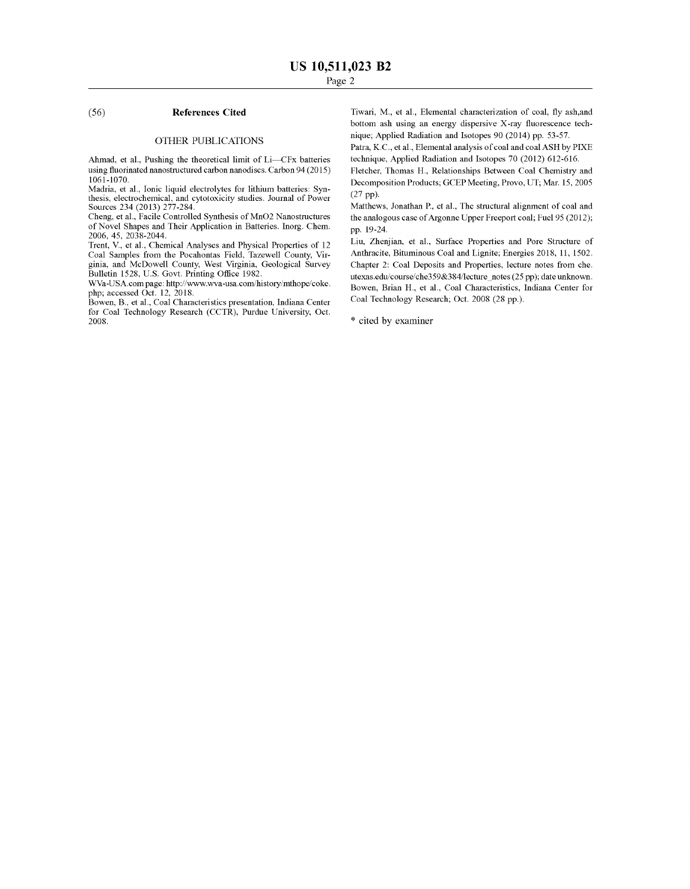## (56) References Cited

### OTHER PUBLICATIONS

Ahmad, et al., Pushing the theoretical limit of Li—CFx batteries using fluorinated nanostructured carbon nanodiscs. Carbon 94 (2015) 1061-1070.

Madria, et al., Ionic liquid electrolytes for lithium batteries: Synthesis, electrochemical, and cytotoxicity studies. Journal of Power Sources 234 (2013) 277-284.

Cheng, et al., Facile Controlled Synthesis of MnO2 Nanostructures of Novel Shapes and Their Application in Batteries. Inorg. Chem. 2006, 45, 2038-2044.

Trent, V., et al., Chemical Analyses and Physical Properties of 12 Coal Samples from the Pocahontas Field, Tazewell County, Virginia, and McDowell County, West Virginia, Geological Survey Bulletin 1528, U.S. Govt. Printing Office 1982.

WVa-USA.com page: http://www.wva-usa.com/history/mthope/coke.php; accessed Oct. 12, 2018.

Bowen, B., et al., Coal Characteristics presentation, Indiana Center for Coal Technology Research (CCTR), Purdue University, Oct. 2008.

Tiwari, M., et al., Elemental characterization of coal, fly ash,and bottom ash using an energy dispersive X-ray fluorescence technique; Applied Radiation and Isotopes 90 (2014) pp. 53-57.

Patra, K.C., et al., Elemental analysis of coal and coal ASH by PIXE technique, Applied Radiation and Isotopes 70 (2012) 612-616.

Fletcher, Thomas H., Relationships Between Coal Chemistry and Decomposition Products; GCEP Meeting, Provo, UT; Mar. 15, 2005 (27 pp).

Matthews, Jonathan P., et al., The structural alignment of coal and the analogous case of Argonne Upper Freeport coal; Fuel 95 (2012); pp. 19-24.

Liu, Zhenjian, et al., Surface Properties and Pore Structure of Anthracite, Bituminous Coal and Lignite; Energies 2018, 11, 1502.

Chapter 2: Coal Deposits and Properties, lecture notes from che.utexas.edu/course/che359&384/lecture_notes (25 pp); date unknown.

Bowen, Brian H., et al., Coal Characteristics, Indiana Center for Coal Technology Research; Oct. 2008 (28 pp.).

* cited by examiner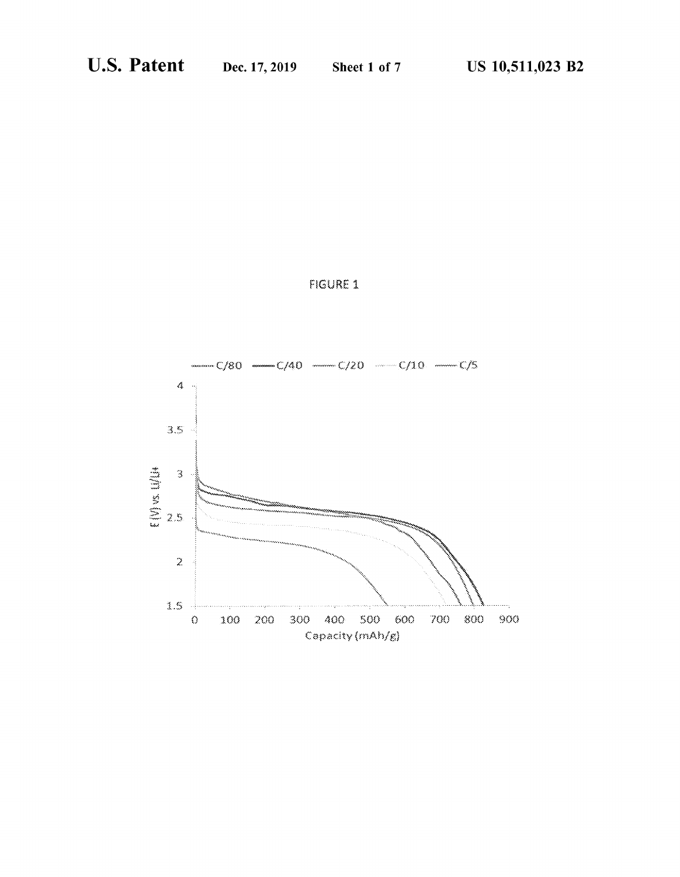FIGURE 1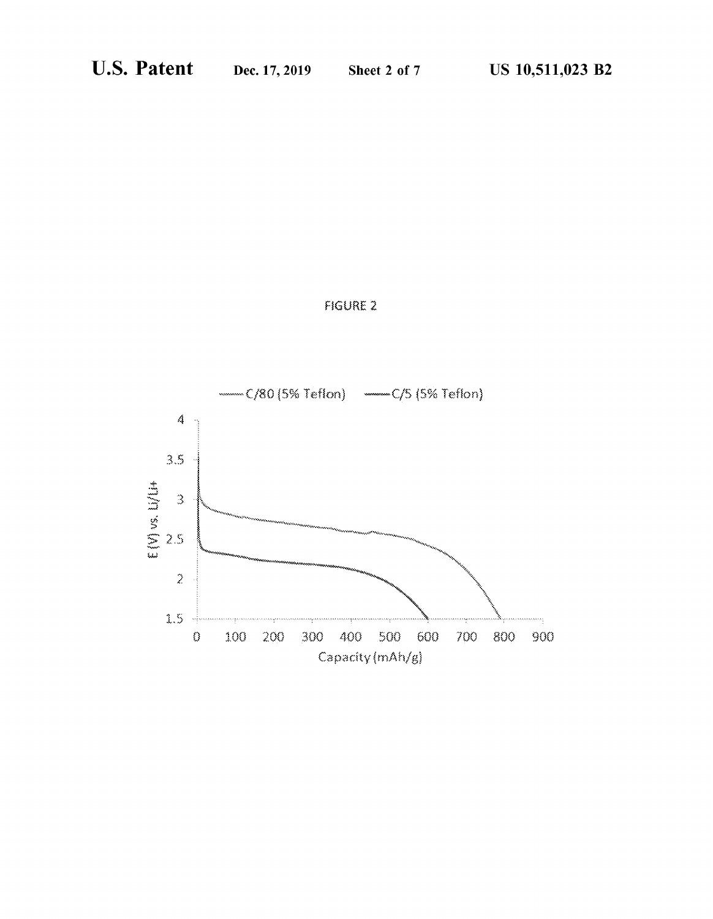FIGURE 2

— C/80 (5% Teflon) — C/5 (5% Teflon)

E (V) vs. Li/Li+

Capacity (mAh/g)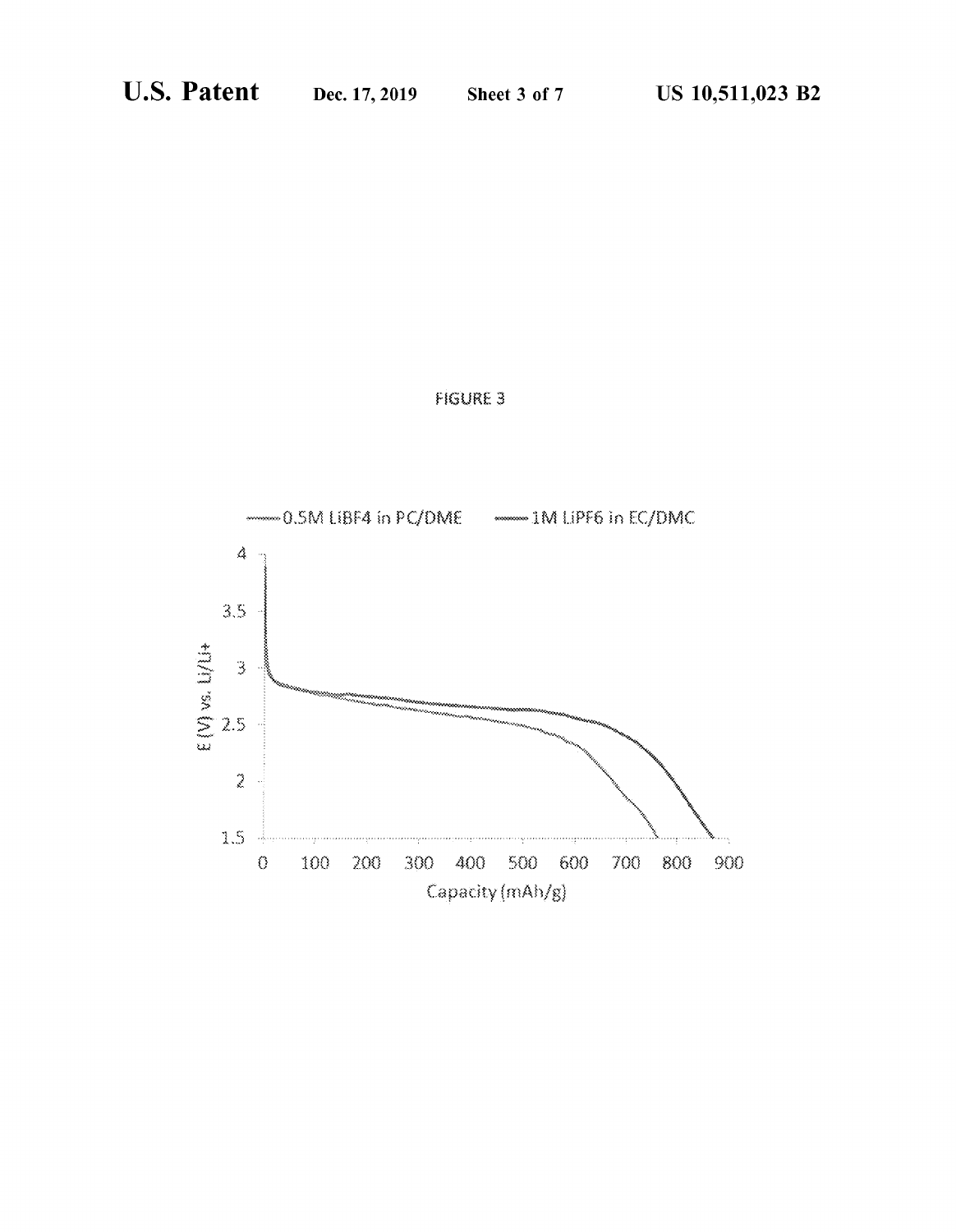FIGURE 3

0.5M LiBF4 in PC/DME — 1M LiPF6 in EC/DMC

E (V) vs. Li/Li+

Capacity (mAh/g)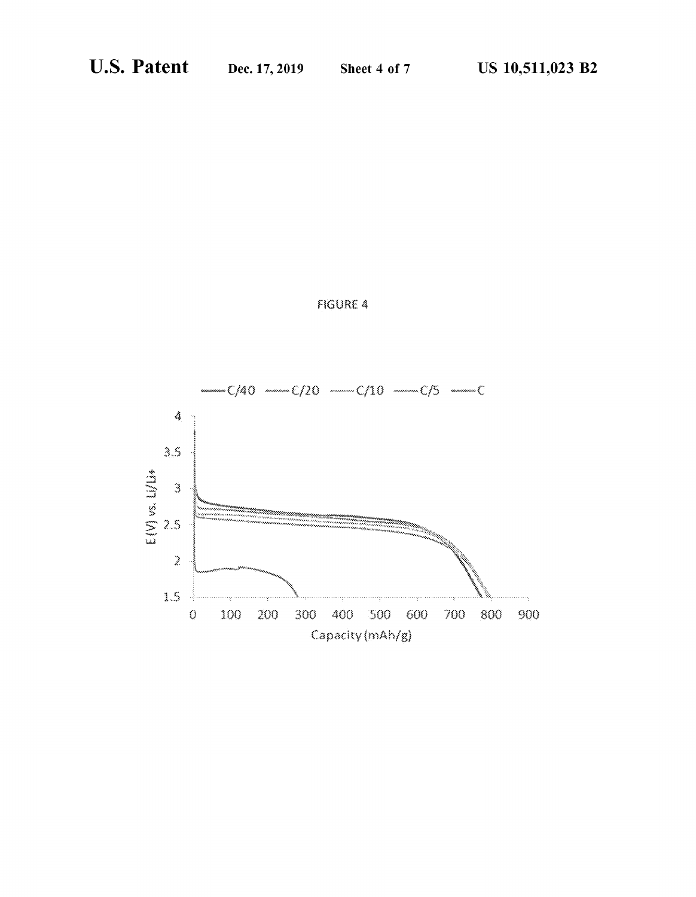FIGURE 4

—C/40 —C/20 —C/10 —C/5 —C

E (V) vs. Li/Li+

Capacity (mAh/g)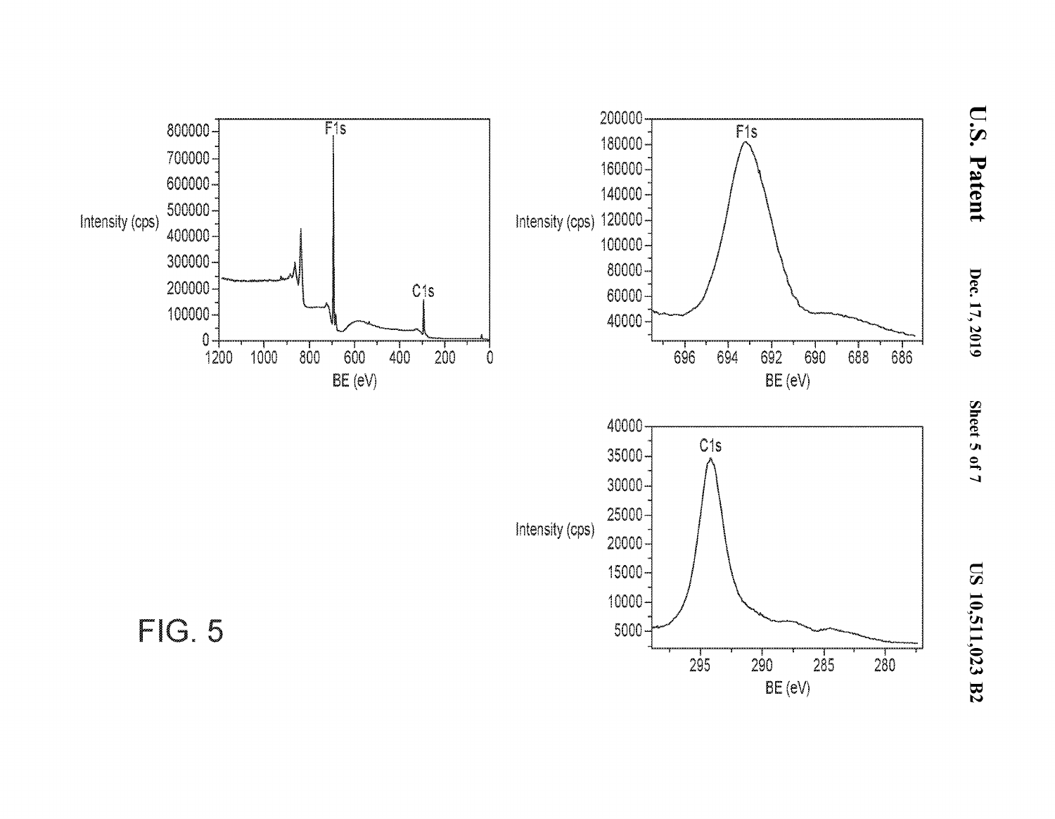FIG. 5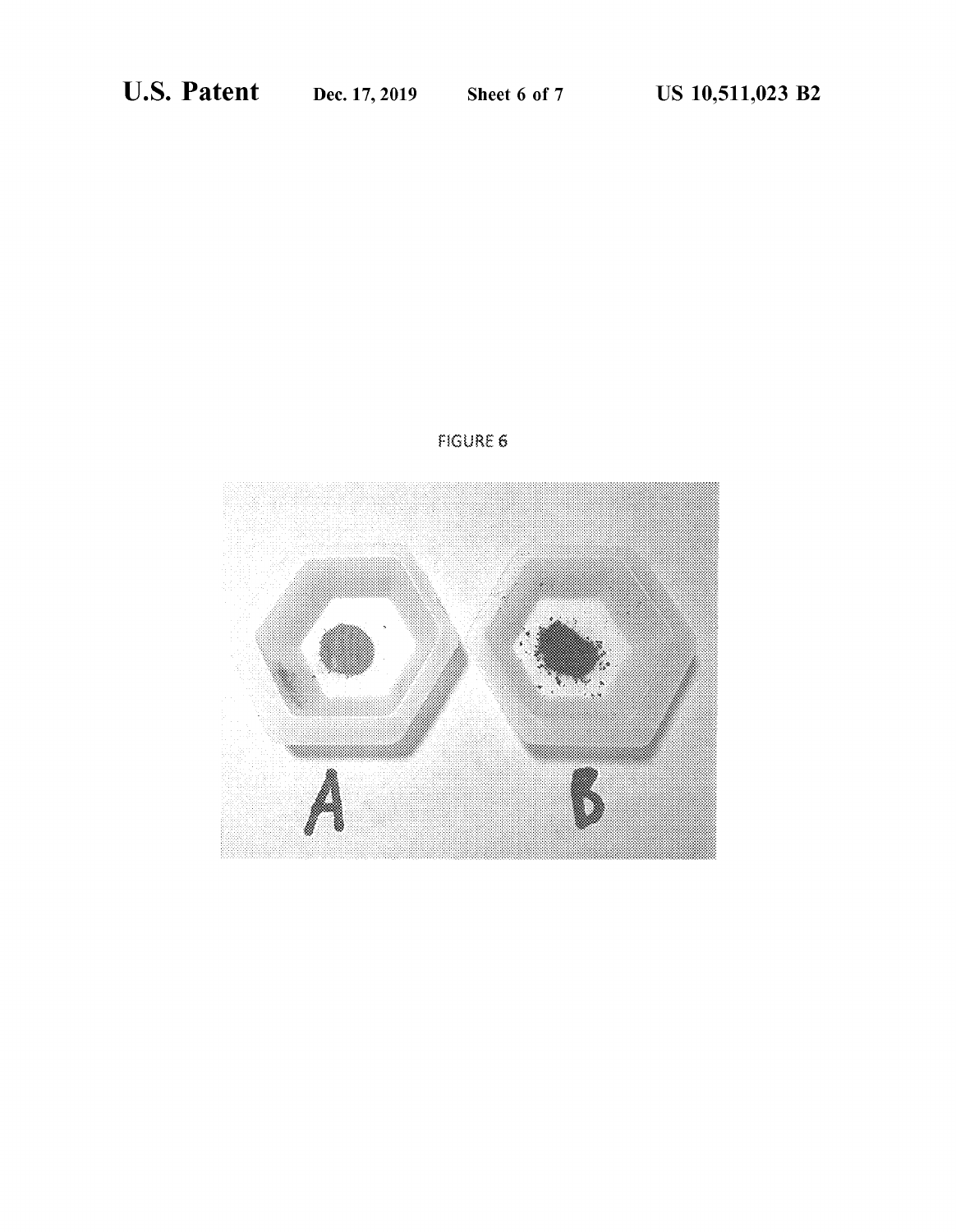FIGURE 6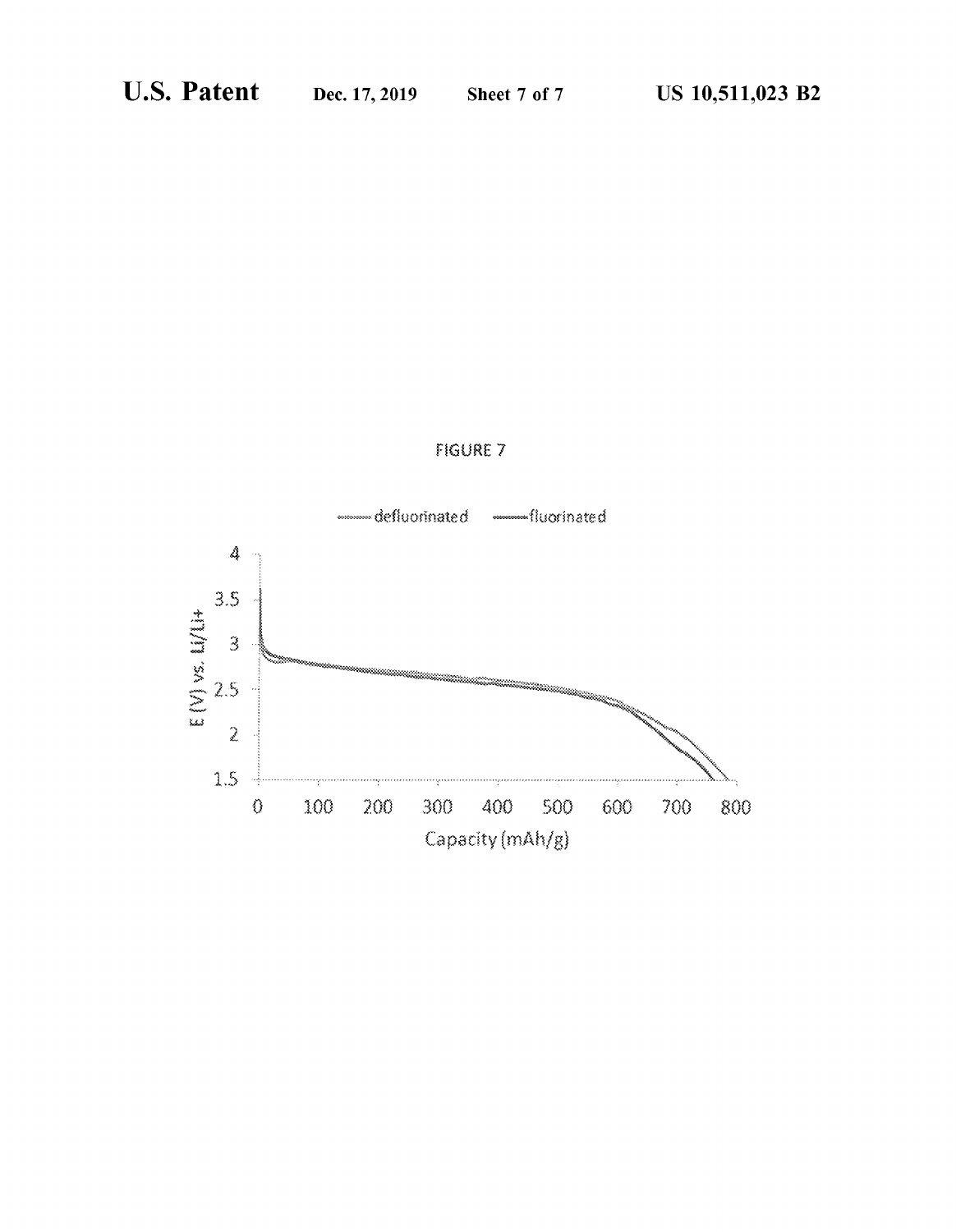FIGURE 7

defluorinated — fluorinated

E (V) vs. Li/Li+

Capacity (mAh/g)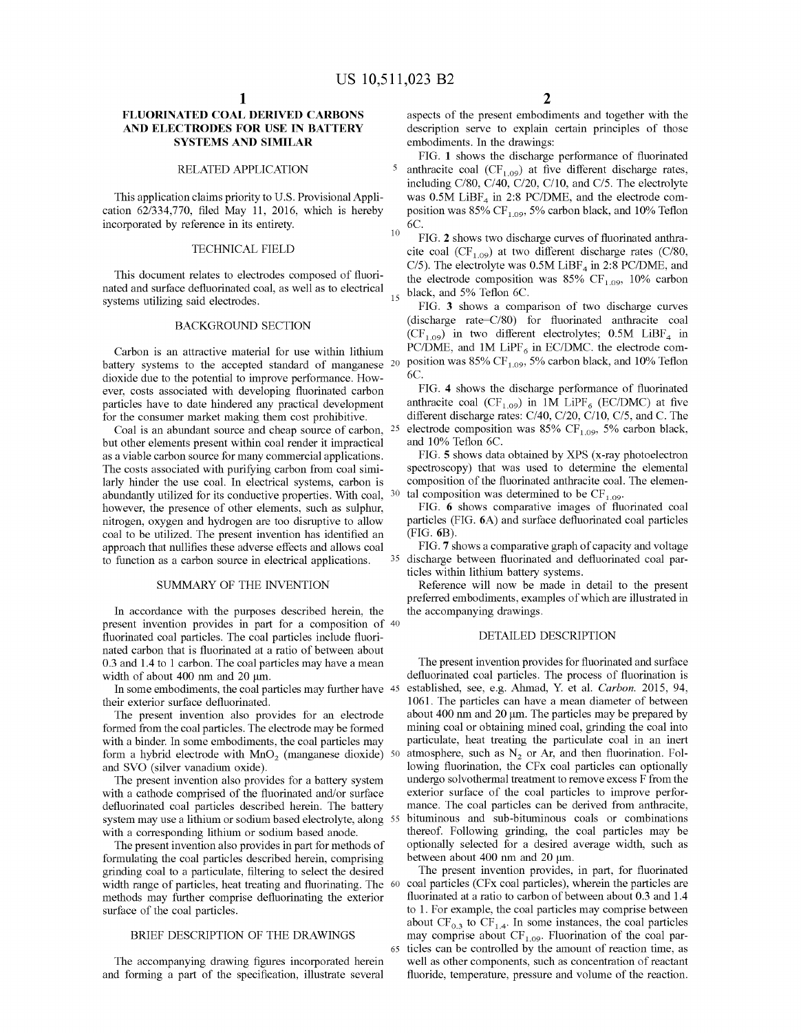# FLUORINATED COAL DERIVED CARBONS AND ELECTRODES FOR USE IN BATTERY SYSTEMS AND SIMILAR

## RELATED APPLICATION

This application claims priority to U.S. Provisional Application 62/334,770, filed May 11, 2016, which is hereby incorporated by reference in its entirety.

## TECHNICAL FIELD

This document relates to electrodes composed of fluorinated and surface defluorinated coal, as well as to electrical systems utilizing said electrodes.

## BACKGROUND SECTION

Carbon is an attractive material for use within lithium battery systems to the accepted standard of manganese dioxide due to the potential to improve performance. However, costs associated with developing fluorinated carbon particles have to date hindered any practical development for the consumer market making them cost prohibitive.

Coal is an abundant source and cheap source of carbon, but other elements present within coal render it impractical as a viable carbon source for many commercial applications. The costs associated with purifying carbon from coal similarly hinder the use coal. In electrical systems, carbon is abundantly utilized for its conductive properties. With coal, however, the presence of other elements, such as sulphur, nitrogen, oxygen and hydrogen are too disruptive to allow coal to be utilized. The present invention has identified an approach that nullifies these adverse effects and allows coal to function as a carbon source in electrical applications.

## SUMMARY OF THE INVENTION

In accordance with the purposes described herein, the present invention provides in part for a composition of fluorinated coal particles. The coal particles include fluorinated carbon that is fluorinated at a ratio of between about 0.3 and 1.4 to 1 carbon. The coal particles may have a mean width of about 400 nm and 20 μm.

In some embodiments, the coal particles may further have their exterior surface defluorinated.

The present invention also provides for an electrode formed from the coal particles. The electrode may be formed with a binder. In some embodiments, the coal particles may form a hybrid electrode with $MnO_2$ (manganese dioxide) and SVO (silver vanadium oxide).

The present invention also provides for a battery system with a cathode comprised of the fluorinated and/or surface defluorinated coal particles described herein. The battery system may use a lithium or sodium based electrolyte, along with a corresponding lithium or sodium based anode.

The present invention also provides in part for methods of formulating the coal particles described herein, comprising grinding coal to a particulate, filtering to select the desired width range of particles, heat treating and fluorinating. The methods may further comprise defluorinating the exterior surface of the coal particles.

## BRIEF DESCRIPTION OF THE DRAWINGS

The accompanying drawing figures incorporated herein and forming a part of the specification, illustrate several aspects of the present embodiments and together with the description serve to explain certain principles of those embodiments. In the drawings:

FIG. **1** shows the discharge performance of fluorinated anthracite coal ($CF_{1.09}$) at five different discharge rates, including C/80, C/40, C/20, C/10, and C/5. The electrolyte was 0.5M $LiBF_4$ in 2:8 PC/DME, and the electrode composition was 85% $CF_{1.09}$, 5% carbon black, and 10% Teflon 6C.

FIG. **2** shows two discharge curves of fluorinated anthracite coal ($CF_{1.09}$) at two different discharge rates (C/80, C/5). The electrolyte was 0.5M $LiBF_4$ in 2:8 PC/DME, and the electrode composition was 85% $CF_{1.09}$, 10% carbon black, and 5% Teflon 6C.

FIG. **3** shows a comparison of two discharge curves (discharge rate=C/80) for fluorinated anthracite coal ($CF_{1.09}$) in two different electrolytes; 0.5M $LiBF_4$ in PC/DME, and 1M $LiPF_6$ in EC/DMC. the electrode composition was 85% $CF_{1.09}$, 5% carbon black, and 10% Teflon 6C.

FIG. **4** shows the discharge performance of fluorinated anthracite coal ($CF_{1.09}$) in 1M $LiPF_6$ (EC/DMC) at five different discharge rates: C/40, C/20, C/10, C/5, and C. The electrode composition was 85% $CF_{1.09}$, 5% carbon black, and 10% Teflon 6C.

FIG. **5** shows data obtained by XPS (x-ray photoelectron spectroscopy) that was used to determine the elemental composition of the fluorinated anthracite coal. The elemental composition was determined to be $CF_{1.09}$.

FIG. **6** shows comparative images of fluorinated coal particles (FIG. **6A**) and surface defluorinated coal particles (FIG. **6B**).

FIG. **7** shows a comparative graph of capacity and voltage discharge between fluorinated and defluorinated coal particles within lithium battery systems.

Reference will now be made in detail to the present preferred embodiments, examples of which are illustrated in the accompanying drawings.

## DETAILED DESCRIPTION

The present invention provides for fluorinated and surface defluorinated coal particles. The process of fluorination is established, see, e.g. Ahmad, Y. et al. *Carbon*. 2015, 94, 1061. The particles can have a mean diameter of between about 400 nm and 20 μm. The particles may be prepared by mining coal or obtaining mined coal, grinding the coal into particulate, heat treating the particulate coal in an inert atmosphere, such as $N_2$ or Ar, and then fluorination. Following fluorination, the CFx coal particles can optionally undergo solvothermal treatment to remove excess F from the exterior surface of the coal particles to improve performance. The coal particles can be derived from anthracite, bituminous and sub-bituminous coals or combinations thereof. Following grinding, the coal particles may be optionally selected for a desired average width, such as between about 400 nm and 20 μm.

The present invention provides, in part, for fluorinated coal particles (CFx coal particles), wherein the particles are fluorinated at a ratio to carbon of between about 0.3 and 1.4 to 1. For example, the coal particles may comprise between about $CF_{0.3}$ to $CF_{1.4}$. In some instances, the coal particles may comprise about $CF_{1.09}$. Fluorination of the coal particles can be controlled by the amount of reaction time, as well as other components, such as concentration of reactant fluoride, temperature, pressure and volume of the reaction.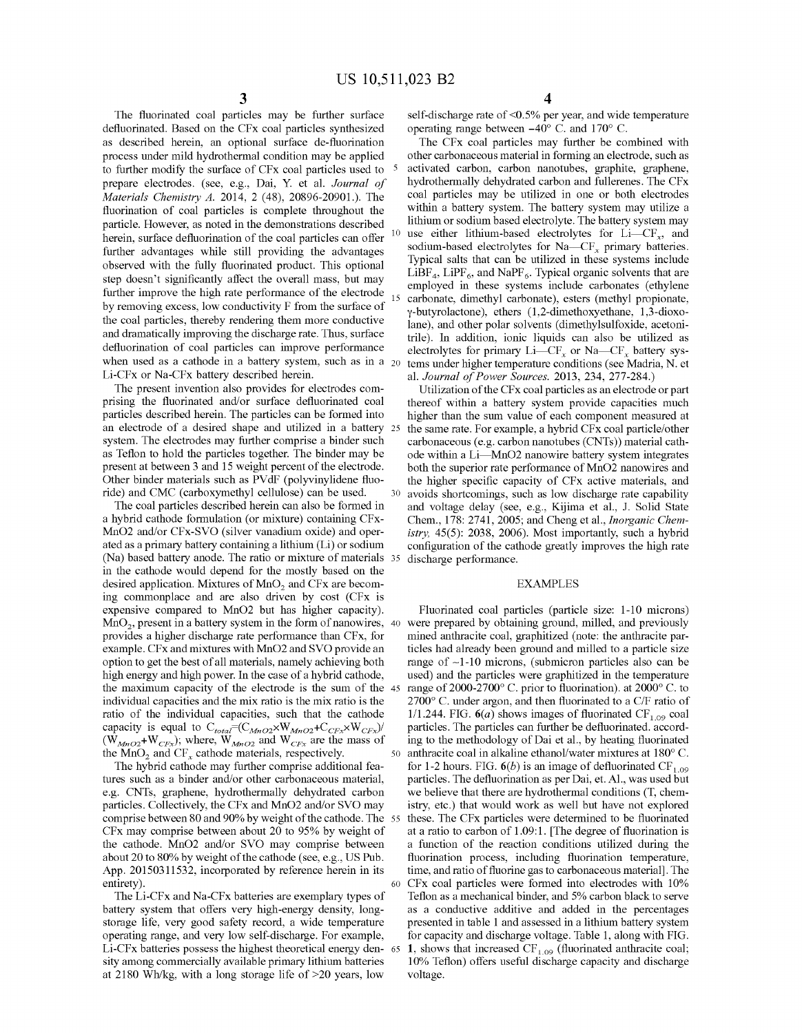The fluorinated coal particles may be further surface defluorinated. Based on the CFx coal particles synthesized as described herein, an optional surface de-fluorination process under mild hydrothermal condition may be applied to further modify the surface of CFx coal particles used to prepare electrodes. (see, e.g., Dai, Y. et al. *Journal of Materials Chemistry A.* 2014, 2 (48), 20896-20901.). The fluorination of coal particles is complete throughout the particle. However, as noted in the demonstrations described herein, surface defluorination of the coal particles can offer further advantages while still providing the advantages observed with the fully fluorinated product. This optional step doesn't significantly affect the overall mass, but may further improve the high rate performance of the electrode by removing excess, low conductivity F from the surface of the coal particles, thereby rendering them more conductive and dramatically improving the discharge rate. Thus, surface defluorination of coal particles can improve performance when used as a cathode in a battery system, such as in a Li-CFx or Na-CFx battery described herein.

The present invention also provides for electrodes comprising the fluorinated and/or surface defluorinated coal particles described herein. The particles can be formed into an electrode of a desired shape and utilized in a battery system. The electrodes may further comprise a binder such as Teflon to hold the particles together. The binder may be present at between 3 and 15 weight percent of the electrode. Other binder materials such as PVdF (polyvinylidene fluoride) and CMC (carboxymethyl cellulose) can be used.

The coal particles described herein can also be formed in a hybrid cathode formulation (or mixture) containing CFx-MnO2 and/or CFx-SVO (silver vanadium oxide) and operated as a primary battery containing a lithium (Li) or sodium (Na) based battery anode. The ratio or mixture of materials in the cathode would depend for the mostly based on the desired application. Mixtures of $MnO_2$ and CFx are becoming commonplace and are also driven by cost (CFx is expensive compared to MnO2 but has higher capacity). $MnO_2$, present in a battery system in the form of nanowires, provides a higher discharge rate performance than CFx, for example. CFx and mixtures with MnO2 and SVO provide an option to get the best of all materials, namely achieving both high energy and high power. In the case of a hybrid cathode, the maximum capacity of the electrode is the sum of the individual capacities and the mix ratio is the ratio of the individual capacities, such that the cathode capacity is equal to $C_{total}=(C_{MnO2}\times W_{MnO2}+C_{CFx}\times W_{CFx})/(W_{MnO2}+W_{CFx})$; where, $W_{MnO2}$ and $W_{CFx}$ are the mass of the $MnO_2$ and $CF_x$ cathode materials, respectively.

The hybrid cathode may further comprise additional features such as a binder and/or other carbonaceous material, e.g. CNTs, graphene, hydrothermally dehydrated carbon particles. Collectively, the CFx and MnO2 and/or SVO may comprise between 80 and 90% by weight of the cathode. The CFx may comprise between about 20 to 95% by weight of the cathode. MnO2 and/or SVO may comprise between about 20 to 80% by weight of the cathode (see, e.g., US Pub. App. 20150311532, incorporated by reference herein in its entirety).

The Li-CFx and Na-CFx batteries are exemplary types of battery system that offers very high-energy density, long-storage life, very good safety record, a wide temperature operating range, and very low self-discharge. For example, Li-CFx batteries possess the highest theoretical energy density among commercially available primary lithium batteries at 2180 Wh/kg, with a long storage life of >20 years, low self-discharge rate of <0.5% per year, and wide temperature operating range between −40° C. and 170° C.

The CFx coal particles may further be combined with other carbonaceous material in forming an electrode, such as activated carbon, carbon nanotubes, graphite, graphene, hydrothermally dehydrated carbon and fullerenes. The CFx coal particles may be utilized in one or both electrodes within a battery system. The battery system may utilize a lithium or sodium based electrolyte. The battery system may use either lithium-based electrolytes for Li—$CF_x$, and sodium-based electrolytes for Na—$CF_x$ primary batteries. Typical salts that can be utilized in these systems include $LiBF_4$, $LiPF_6$, and $NaPF_6$. Typical organic solvents that are employed in these systems include carbonates (ethylene carbonate, dimethyl carbonate), esters (methyl propionate, γ-butyrolactone), ethers (1,2-dimethoxyethane, 1,3-dioxolane), and other polar solvents (dimethylsulfoxide, acetonitrile). In addition, ionic liquids can also be utilized as electrolytes for primary Li—$CF_x$ or Na—$CF_x$ battery systems under higher temperature conditions (see Madria, N. et al. *Journal of Power Sources.* 2013, 234, 277-284.)

Utilization of the CFx coal particles as an electrode or part thereof within a battery system provide capacities much higher than the sum value of each component measured at the same rate. For example, a hybrid CFx coal particle/other carbonaceous (e.g. carbon nanotubes (CNTs)) material cathode within a Li—MnO2 nanowire battery system integrates both the superior rate performance of MnO2 nanowires and the higher specific capacity of CFx active materials, and avoids shortcomings, such as low discharge rate capability and voltage delay (see, e.g., Kijima et al., J. Solid State Chem., 178: 2741, 2005; and Cheng et al., *Inorganic Chemistry,* 45(5): 2038, 2006). Most importantly, such a hybrid configuration of the cathode greatly improves the high rate discharge performance.

## EXAMPLES

Fluorinated coal particles (particle size: 1-10 microns) were prepared by obtaining ground, milled, and previously mined anthracite coal, graphitized (note: the anthracite particles had already been ground and milled to a particle size range of ~1-10 microns, (submicron particles also can be used) and the particles were graphitized in the temperature range of 2000-2700° C. prior to fluorination). at 2000° C. to 2700° C. under argon, and then fluorinated to a C/F ratio of 1/1.244. FIG. 6(*a*) shows images of fluorinated $CF_{1.09}$ coal particles. The particles can further be defluorinated. according to the methodology of Dai et al., by heating fluorinated anthracite coal in alkaline ethanol/water mixtures at 180° C. for 1-2 hours. FIG. 6(*b*) is an image of defluorinated $CF_{1.09}$ particles. The defluorination as per Dai, et. Al., was used but we believe that there are hydrothermal conditions (T, chemistry, etc.) that would work as well but have not explored these. The CFx particles were determined to be fluorinated at a ratio to carbon of 1.09:1. [The degree of fluorination is a function of the reaction conditions utilized during the fluorination process, including fluorination temperature, time, and ratio of fluorine gas to carbonaceous material]. The CFx coal particles were formed into electrodes with 10% Teflon as a mechanical binder, and 5% carbon black to serve as a conductive additive and added in the percentages presented in table 1 and assessed in a lithium battery system for capacity and discharge voltage. Table 1, along with FIG. 1, shows that increased $CF_{1.09}$ (fluorinated anthracite coal; 10% Teflon) offers useful discharge capacity and discharge voltage.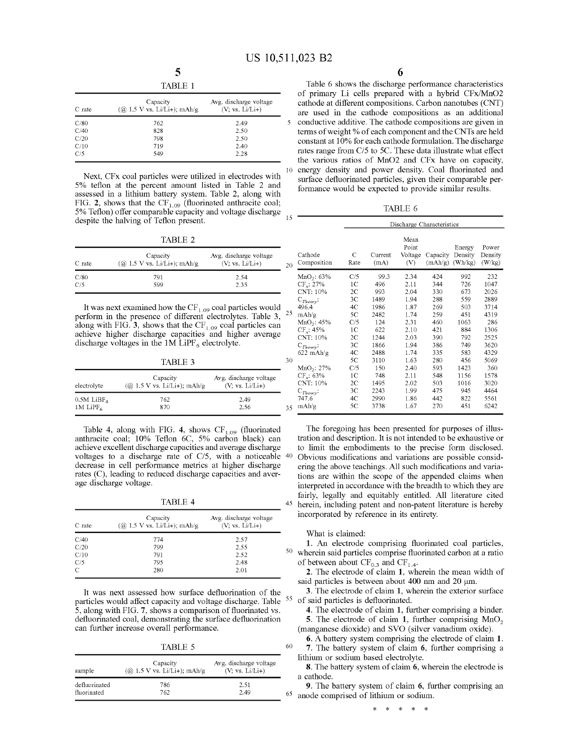TABLE 1

| C rate | Capacity (@ 1.5 V vs. Li/Li+); mAh/g | Avg. discharge voltage (V; vs. Li/Li+) |
|---|---|---|
| C/80 | 762 | 2.49 |
| C/40 | 828 | 2.50 |
| C/20 | 798 | 2.50 |
| C/10 | 719 | 2.40 |
| C/5 | 549 | 2.28 |

Next, CFx coal particles were utilized in electrodes with 5% teflon at the percent amount listed in Table 2 and assessed in a lithium battery system. Table 2, along with FIG. 2, shows that the $CF_{1.09}$ (fluorinated anthracite coal; 5% Teflon) offer comparable capacity and voltage discharge despite the halving of Teflon present.

TABLE 2

| C rate | Capacity (@ 1.5 V vs. Li/Li+); mAh/g | Avg. discharge voltage (V; vs. Li/Li+) |
|---|---|---|
| C/80 | 791 | 2.54 |
| C/5 | 599 | 2.35 |

It was next examined how the $CF_{1.09}$ coal particles would perform in the presence of different electrolytes. Table 3, along with FIG. 3, shows that the $CF_{1.09}$ coal particles can achieve higher discharge capacities and higher average discharge voltages in the 1M $LiPF_6$ electrolyte.

TABLE 3

| electrolyte | Capacity (@ 1.5 V vs. Li/Li+); mAh/g | Avg. discharge voltage (V; vs. Li/Li+) |
|---|---|---|
| 0.5M $LiBF_4$ | 762 | 2.49 |
| 1M $LiPF_6$ | 870 | 2.56 |

Table 4, along with FIG. 4, shows $CF_{1.09}$ (fluorinated anthracite coal; 10% Teflon 6C, 5% carbon black) can achieve excellent discharge capacities and average discharge voltages to a discharge rate of C/5, with a noticeable decrease in cell performance metrics at higher discharge rates (C), leading to reduced discharge capacities and average discharge voltage.

TABLE 4

| C rate | Capacity (@ 1.5 V vs. Li/Li+); mAh/g | Avg. discharge voltage (V; vs. Li/Li+) |
|---|---|---|
| C/40 | 774 | 2.57 |
| C/20 | 799 | 2.55 |
| C/10 | 791 | 2.52 |
| C/5 | 795 | 2.48 |
| C | 280 | 2.01 |

It was next assessed how surface defluorination of the particles would affect capacity and voltage discharge. Table 5, along with FIG. 7, shows a comparison of fluorinated vs. defluorinated coal, demonstrating the surface defluorination can further increase overall performance.

TABLE 5

| sample | Capacity (@ 1.5 V vs. Li/Li+); mAh/g | Avg. discharge voltage (V; vs. Li/Li+) |
|---|---|---|
| defluorinated | 786 | 2.51 |
| fluorinated | 762 | 2.49 |

Table 6 shows the discharge performance characteristics of primary Li cells prepared with a hybrid CFx/MnO2 cathode at different compositions. Carbon nanotubes (CNT) are used in the cathode compositions as an additional conductive additive. The cathode compositions are given in terms of weight % of each component and the CNTs are held constant at 10% for each cathode formulation. The discharge rates range from C/5 to 5C. These data illustrate what effect the various ratios of MnO2 and CFx have on capacity, energy density and power density. Coal fluorinated and surface defluorinated particles, given their comparable performance would be expected to provide similar results.

TABLE 6

| | Discharge Characteristics | | | | | |
|---|---|---|---|---|---|---|
| Cathode Composition | C Rate | Current (mA) | Mean Point Voltage (V) | Capacity (mAh/g) | Energy Density (Wh/kg) | Power Density (W/kg) |
| $MnO_2$: 63% | C/5 | 99.3 | 2.34 | 424 | 992 | 232 |
| $CF_x$: 27% | 1C | 496 | 2.11 | 344 | 726 | 1047 |
| CNT: 10% | 2C | 993 | 2.04 | 330 | 673 | 2026 |
| $C_{Theory}$: | 3C | 1489 | 1.94 | 288 | 559 | 2889 |
| 496.4 | 4C | 1986 | 1.87 | 269 | 503 | 3714 |
| mAh/g | 5C | 2482 | 1.74 | 259 | 451 | 4319 |
| $MnO_2$: 45% | C/5 | 124 | 2.31 | 460 | 1063 | 286 |
| $CF_x$: 45% | 1C | 622 | 2.10 | 421 | 884 | 1306 |
| CNT: 10% | 2C | 1244 | 2.03 | 390 | 792 | 2525 |
| $C_{Theory}$: | 3C | 1866 | 1.94 | 386 | 749 | 3620 |
| 622 mAh/g | 4C | 2488 | 1.74 | 335 | 583 | 4329 |
| | 5C | 3110 | 1.63 | 280 | 456 | 5069 |
| $MnO_2$: 27% | C/5 | 150 | 2.40 | 593 | 1423 | 360 |
| $CF_x$: 63% | 1C | 748 | 2.11 | 548 | 1156 | 1578 |
| CNT: 10% | 2C | 1495 | 2.02 | 503 | 1016 | 3020 |
| $C_{Theory}$: | 3C | 2243 | 1.99 | 475 | 945 | 4464 |
| 747.6 | 4C | 2990 | 1.86 | 442 | 822 | 5561 |
| mAh/g | 5C | 3738 | 1.67 | 270 | 451 | 6242 |

The foregoing has been presented for purposes of illustration and description. It is not intended to be exhaustive or to limit the embodiments to the precise form disclosed. Obvious modifications and variations are possible considering the above teachings. All such modifications and variations are within the scope of the appended claims when interpreted in accordance with the breadth to which they are fairly, legally and equitably entitled. All literature cited herein, including patent and non-patent literature is hereby incorporated by reference in its entirety.

What is claimed:

1. An electrode comprising fluorinated coal particles, wherein said particles comprise fluorinated carbon at a ratio of between about $CF_{0.3}$ and $CF_{1.4}$.

2. The electrode of claim 1, wherein the mean width of said particles is between about 400 nm and 20 μm.

3. The electrode of claim 1, wherein the exterior surface of said particles is defluorinated.

4. The electrode of claim 1, further comprising a binder.

5. The electrode of claim 1, further comprising $MnO_2$ (manganese dioxide) and SVO (silver vanadium oxide).

6. A battery system comprising the electrode of claim 1.

7. The battery system of claim 6, further comprising a lithium or sodium based electrolyte.

8. The battery system of claim 6, wherein the electrode is a cathode.

9. The battery system of claim 6, further comprising an anode comprised of lithium or sodium.

* * * * *